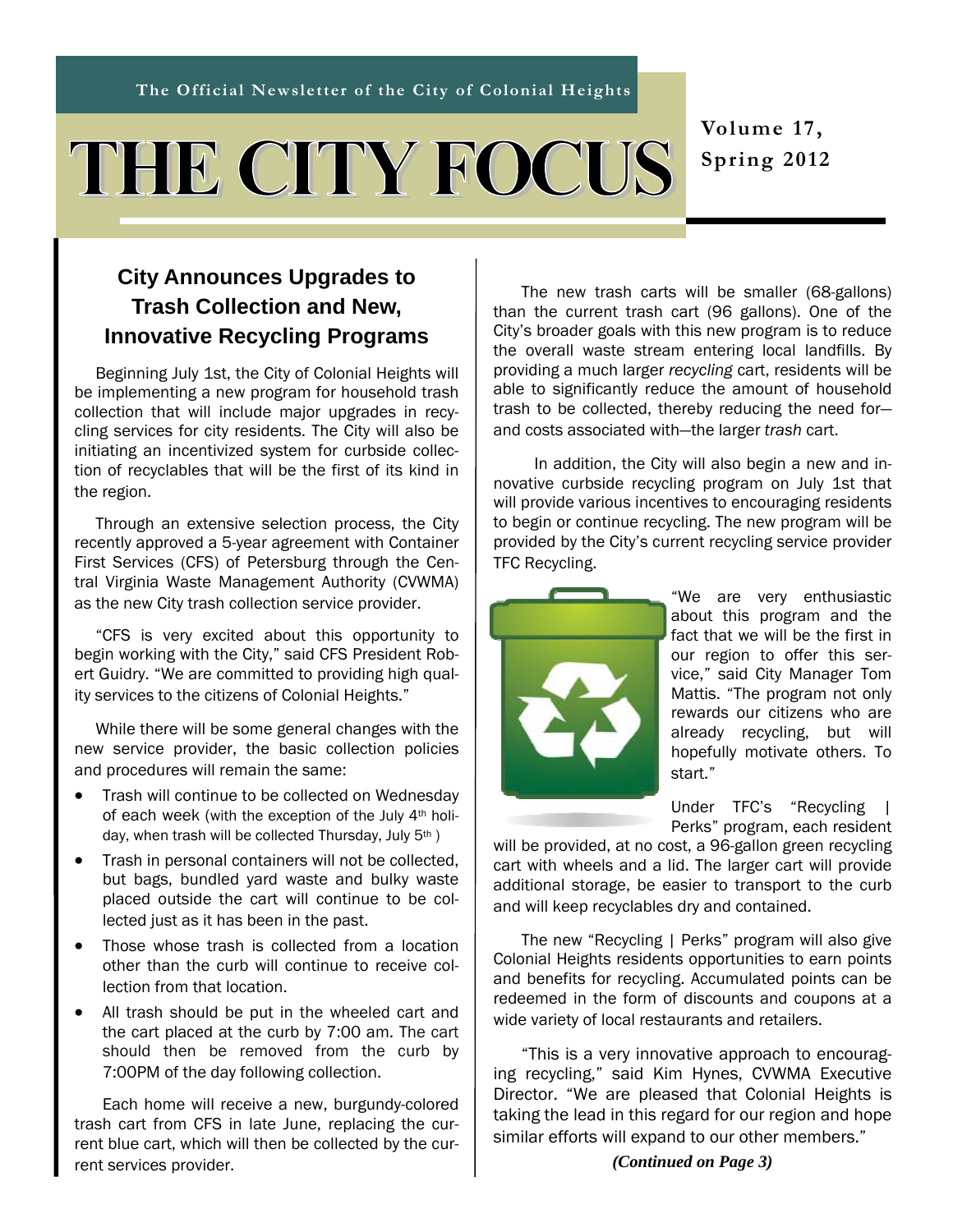The Official Newsletter of the City of Colonial Heights

# THE CITY FOCUS

**Volume 17, Spring 2012**

## City Announces Upgrades to Trash Collection and New, Innovative Recycling Programs

Beginning July 1st, the City of Colonial Heights will be implementing a new program for household trash collection that will include major upgrades in recycling services for city residents. The City will also be initiating an incentivized system for curbside collection of recyclables that will be the first of its kind in the region.

Through an extensive selection process, the City recently approved a 5-year agreement with Container First Services (CFS) of Petersburg through the Central Virginia Waste Management Authority (CVWMA) as the new City trash collection service provider.

"CFS is very excited about this opportunity to begin working with the City," said CFS President Robert Guidry. "We are committed to providing high quality services to the citizens of Colonial Heights."

While there will be some general changes with the new service provider, the basic collection policies and procedures will remain the same:

- Trash will continue to be collected on Wednesday of each week (with the exception of the July 4th holiday, when trash will be collected Thursday, July 5th )
- Trash in personal containers will not be collected, but bags, bundled yard waste and bulky waste placed outside the cart will continue to be collected just as it has been in the past.
- Those whose trash is collected from a location other than the curb will continue to receive collection from that location.
- All trash should be put in the wheeled cart and the cart placed at the curb by 7:00 am. The cart should then be removed from the curb by 7:00PM of the day following collection.

Each home will receive a new, burgundy-colored trash cart from CFS in late June, replacing the current blue cart, which will then be collected by the current services provider.

The new trash carts will be smaller (68-gallons) than the current trash cart (96 gallons). One of the City's broader goals with this new program is to reduce the overall waste stream entering local landfills. By providing a much larger *recycling* cart, residents will be able to significantly reduce the amount of household trash to be collected, thereby reducing the need for—and costs associated with—the larger *trash* cart.

In addition, the City will also begin a new and innovative curbside recycling program on July 1st that will provide various incentives to encouraging residents to begin or continue recycling. The new program will be provided by the City's current recycling service provider TFC Recycling.

"We are very enthusiastic about this program and the fact that we will be the first in our region to offer this service," said City Manager Tom Mattis. "The program not only rewards our citizens who are already recycling, but will hopefully motivate others. To start."

Under TFC's "Recycling | Perks" program, each resident will be provided, at no cost, a 96-gallon green recycling cart with wheels and a lid. The larger cart will provide additional storage, be easier to transport to the curb and will keep recyclables dry and contained.

The new "Recycling | Perks" program will also give Colonial Heights residents opportunities to earn points and benefits for recycling. Accumulated points can be redeemed in the form of discounts and coupons at a wide variety of local restaurants and retailers.

"This is a very innovative approach to encouraging recycling," said Kim Hynes, CVWMA Executive Director. "We are pleased that Colonial Heights is taking the lead in this regard for our region and hope similar efforts will expand to our other members."

***(Continued on Page 3)***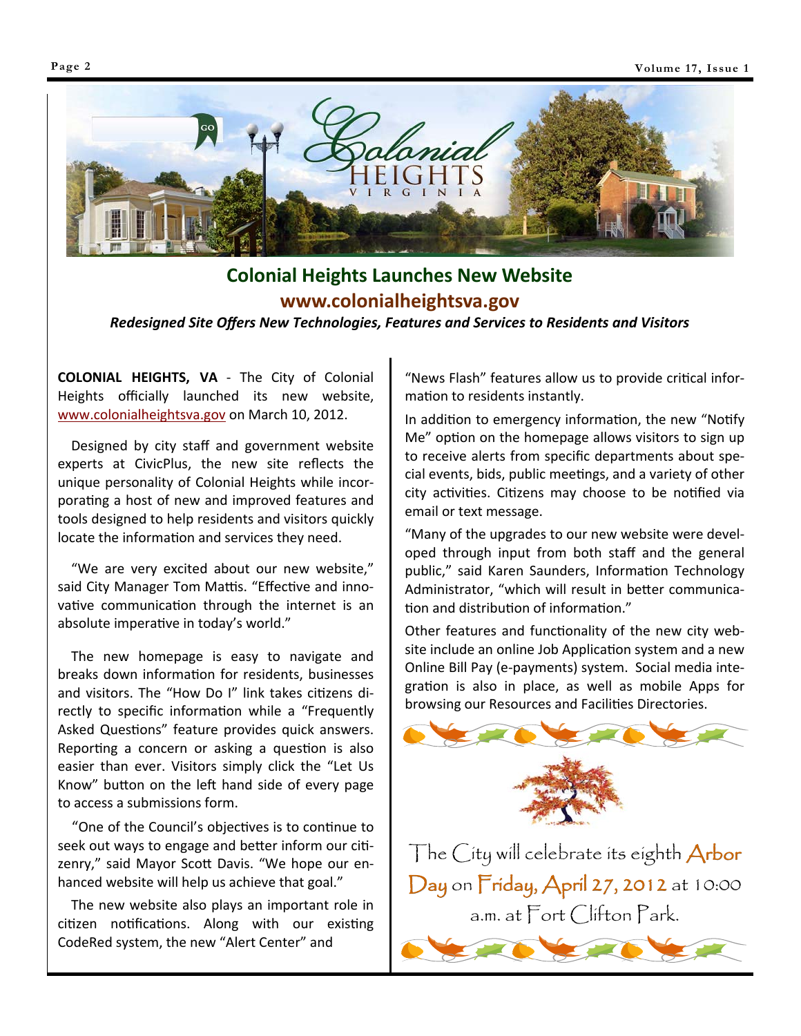## Colonial Heights Launches New Website

### www.colonialheightsva.gov

***Redesigned Site Offers New Technologies, Features and Services to Residents and Visitors***

**COLONIAL HEIGHTS, VA** - The City of Colonial Heights officially launched its new website, www.colonialheightsva.gov on March 10, 2012.

Designed by city staff and government website experts at CivicPlus, the new site reflects the unique personality of Colonial Heights while incorporating a host of new and improved features and tools designed to help residents and visitors quickly locate the information and services they need.

"We are very excited about our new website," said City Manager Tom Mattis. "Effective and innovative communication through the internet is an absolute imperative in today's world."

The new homepage is easy to navigate and breaks down information for residents, businesses and visitors. The "How Do I" link takes citizens directly to specific information while a "Frequently Asked Questions" feature provides quick answers. Reporting a concern or asking a question is also easier than ever. Visitors simply click the "Let Us Know" button on the left hand side of every page to access a submissions form.

"One of the Council's objectives is to continue to seek out ways to engage and better inform our citizenry," said Mayor Scott Davis. "We hope our enhanced website will help us achieve that goal."

The new website also plays an important role in citizen notifications. Along with our existing CodeRed system, the new "Alert Center" and "News Flash" features allow us to provide critical information to residents instantly.

In addition to emergency information, the new "Notify Me" option on the homepage allows visitors to sign up to receive alerts from specific departments about special events, bids, public meetings, and a variety of other city activities. Citizens may choose to be notified via email or text message.

"Many of the upgrades to our new website were developed through input from both staff and the general public," said Karen Saunders, Information Technology Administrator, "which will result in better communication and distribution of information."

Other features and functionality of the new city website include an online Job Application system and a new Online Bill Pay (e-payments) system. Social media integration is also in place, as well as mobile Apps for browsing our Resources and Facilities Directories.

The City will celebrate its eighth Arbor Day on Friday, April 27, 2012 at 10:00 a.m. at Fort Clifton Park.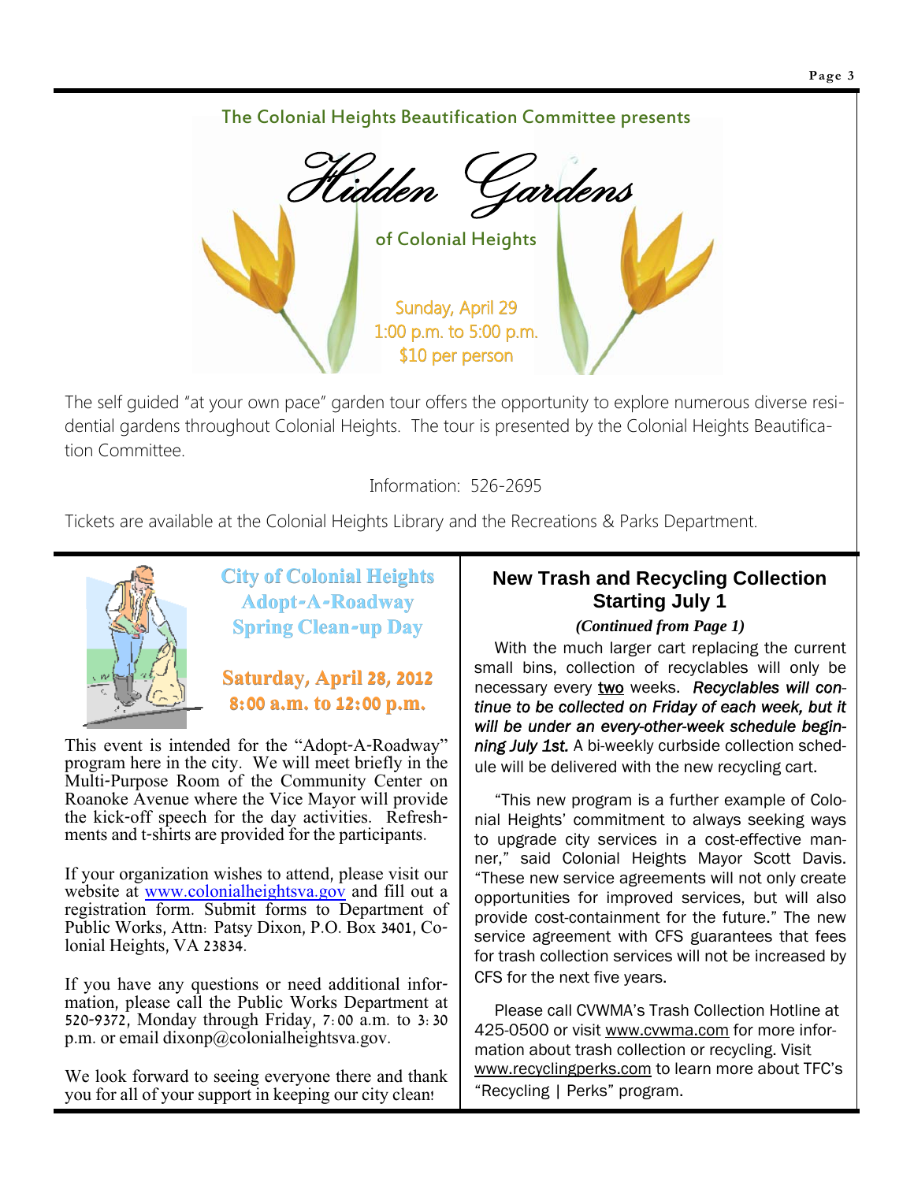The Colonial Heights Beautification Committee presents

# Hidden Gardens

## of Colonial Heights

Sunday, April 29
1:00 p.m. to 5:00 p.m.
$10 per person

The self guided "at your own pace" garden tour offers the opportunity to explore numerous diverse residential gardens throughout Colonial Heights. The tour is presented by the Colonial Heights Beautification Committee.

Information: 526-2695

Tickets are available at the Colonial Heights Library and the Recreations & Parks Department.

## City of Colonial Heights Adopt-A-Roadway Spring Clean-up Day

**Saturday, April 28, 2012**
**8:00 a.m. to 12:00 p.m.**

This event is intended for the "Adopt-A-Roadway" program here in the city. We will meet briefly in the Multi-Purpose Room of the Community Center on Roanoke Avenue where the Vice Mayor will provide the kick-off speech for the day activities. Refreshments and t-shirts are provided for the participants.

If your organization wishes to attend, please visit our website at www.colonialheightsva.gov and fill out a registration form. Submit forms to Department of Public Works, Attn: Patsy Dixon, P.O. Box 3401, Colonial Heights, VA 23834.

If you have any questions or need additional information, please call the Public Works Department at 520-9372, Monday through Friday, 7:00 a.m. to 3:30 p.m. or email dixonp@colonialheightsva.gov.

We look forward to seeing everyone there and thank you for all of your support in keeping our city clean!

## New Trash and Recycling Collection Starting July 1

***(Continued from Page 1)***

With the much larger cart replacing the current small bins, collection of recyclables will only be necessary every <u>two</u> weeks. ***Recyclables will continue to be collected on Friday of each week, but it will be under an every-other-week schedule beginning July 1st.*** A bi-weekly curbside collection schedule will be delivered with the new recycling cart.

"This new program is a further example of Colonial Heights' commitment to always seeking ways to upgrade city services in a cost-effective manner," said Colonial Heights Mayor Scott Davis. "These new service agreements will not only create opportunities for improved services, but will also provide cost-containment for the future." The new service agreement with CFS guarantees that fees for trash collection services will not be increased by CFS for the next five years.

Please call CVWMA's Trash Collection Hotline at 425-0500 or visit www.cvwma.com for more information about trash collection or recycling. Visit www.recyclingperks.com to learn more about TFC's "Recycling | Perks" program.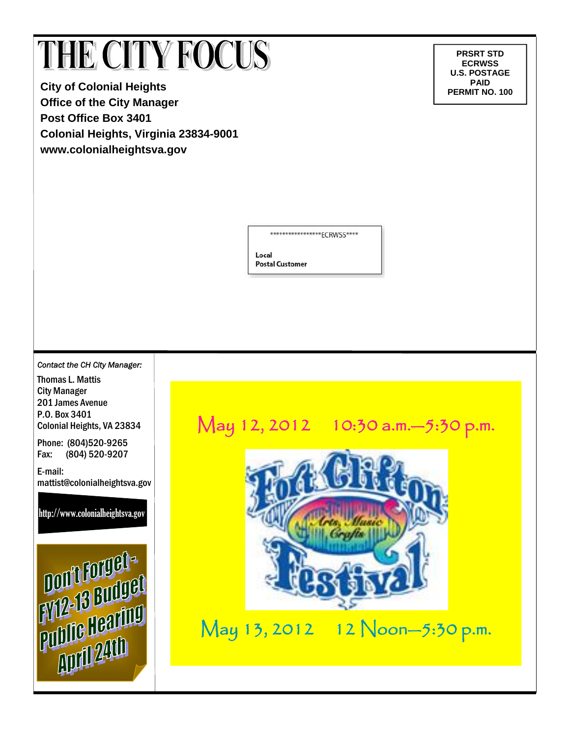# THE CITY FOCUS

**City of Colonial Heights**
**Office of the City Manager**
**Post Office Box 3401**
**Colonial Heights, Virginia 23834-9001**
**www.colonialheightsva.gov**

**PRSRT STD**
**ECRWSS**
**U.S. POSTAGE**
**PAID**
**PERMIT NO. 100**

****************ECRWSS****

Local
Postal Customer

*Contact the CH City Manager:*

Thomas L. Mattis
City Manager
201 James Avenue
P.O. Box 3401
Colonial Heights, VA 23834

Phone: (804)520-9265
Fax: (804) 520-9207

E-mail:
mattist@colonialheightsva.gov

http://www.colonialheightsva.gov

Don't Forget - FY12-13 Budget Public Hearing April 24th

May 12, 2012 10:30 a.m.—5:30 p.m.

Fort Clifton Arts, Music Crafts Festival

May 13, 2012 12 Noon—5:30 p.m.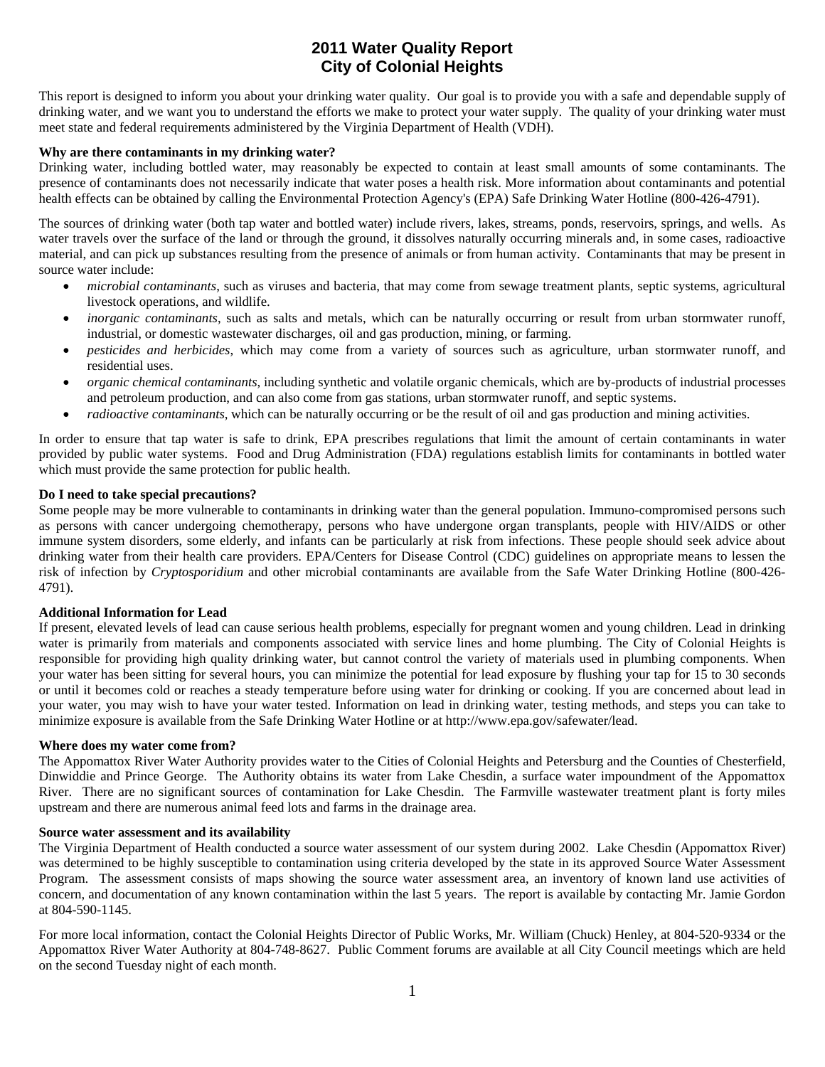# 2011 Water Quality Report
# City of Colonial Heights

This report is designed to inform you about your drinking water quality. Our goal is to provide you with a safe and dependable supply of drinking water, and we want you to understand the efforts we make to protect your water supply. The quality of your drinking water must meet state and federal requirements administered by the Virginia Department of Health (VDH).

**Why are there contaminants in my drinking water?**

Drinking water, including bottled water, may reasonably be expected to contain at least small amounts of some contaminants. The presence of contaminants does not necessarily indicate that water poses a health risk. More information about contaminants and potential health effects can be obtained by calling the Environmental Protection Agency's (EPA) Safe Drinking Water Hotline (800-426-4791).

The sources of drinking water (both tap water and bottled water) include rivers, lakes, streams, ponds, reservoirs, springs, and wells. As water travels over the surface of the land or through the ground, it dissolves naturally occurring minerals and, in some cases, radioactive material, and can pick up substances resulting from the presence of animals or from human activity. Contaminants that may be present in source water include:

- *microbial contaminants*, such as viruses and bacteria, that may come from sewage treatment plants, septic systems, agricultural livestock operations, and wildlife.
- *inorganic contaminants*, such as salts and metals, which can be naturally occurring or result from urban stormwater runoff, industrial, or domestic wastewater discharges, oil and gas production, mining, or farming.
- *pesticides and herbicides*, which may come from a variety of sources such as agriculture, urban stormwater runoff, and residential uses.
- *organic chemical contaminants*, including synthetic and volatile organic chemicals, which are by-products of industrial processes and petroleum production, and can also come from gas stations, urban stormwater runoff, and septic systems.
- *radioactive contaminants*, which can be naturally occurring or be the result of oil and gas production and mining activities.

In order to ensure that tap water is safe to drink, EPA prescribes regulations that limit the amount of certain contaminants in water provided by public water systems. Food and Drug Administration (FDA) regulations establish limits for contaminants in bottled water which must provide the same protection for public health.

**Do I need to take special precautions?**

Some people may be more vulnerable to contaminants in drinking water than the general population. Immuno-compromised persons such as persons with cancer undergoing chemotherapy, persons who have undergone organ transplants, people with HIV/AIDS or other immune system disorders, some elderly, and infants can be particularly at risk from infections. These people should seek advice about drinking water from their health care providers. EPA/Centers for Disease Control (CDC) guidelines on appropriate means to lessen the risk of infection by *Cryptosporidium* and other microbial contaminants are available from the Safe Water Drinking Hotline (800-426-4791).

**Additional Information for Lead**

If present, elevated levels of lead can cause serious health problems, especially for pregnant women and young children. Lead in drinking water is primarily from materials and components associated with service lines and home plumbing. The City of Colonial Heights is responsible for providing high quality drinking water, but cannot control the variety of materials used in plumbing components. When your water has been sitting for several hours, you can minimize the potential for lead exposure by flushing your tap for 15 to 30 seconds or until it becomes cold or reaches a steady temperature before using water for drinking or cooking. If you are concerned about lead in your water, you may wish to have your water tested. Information on lead in drinking water, testing methods, and steps you can take to minimize exposure is available from the Safe Drinking Water Hotline or at http://www.epa.gov/safewater/lead.

**Where does my water come from?**

The Appomattox River Water Authority provides water to the Cities of Colonial Heights and Petersburg and the Counties of Chesterfield, Dinwiddie and Prince George. The Authority obtains its water from Lake Chesdin, a surface water impoundment of the Appomattox River. There are no significant sources of contamination for Lake Chesdin. The Farmville wastewater treatment plant is forty miles upstream and there are numerous animal feed lots and farms in the drainage area.

**Source water assessment and its availability**

The Virginia Department of Health conducted a source water assessment of our system during 2002. Lake Chesdin (Appomattox River) was determined to be highly susceptible to contamination using criteria developed by the state in its approved Source Water Assessment Program. The assessment consists of maps showing the source water assessment area, an inventory of known land use activities of concern, and documentation of any known contamination within the last 5 years. The report is available by contacting Mr. Jamie Gordon at 804-590-1145.

For more local information, contact the Colonial Heights Director of Public Works, Mr. William (Chuck) Henley, at 804-520-9334 or the Appomattox River Water Authority at 804-748-8627. Public Comment forums are available at all City Council meetings which are held on the second Tuesday night of each month.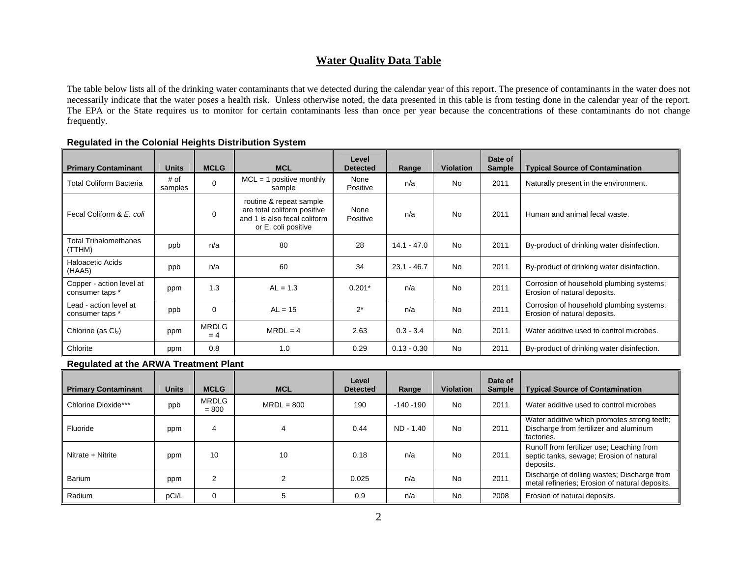## Water Quality Data Table

The table below lists all of the drinking water contaminants that we detected during the calendar year of this report. The presence of contaminants in the water does not necessarily indicate that the water poses a health risk. Unless otherwise noted, the data presented in this table is from testing done in the calendar year of the report. The EPA or the State requires us to monitor for certain contaminants less than once per year because the concentrations of these contaminants do not change frequently.

### Regulated in the Colonial Heights Distribution System

| Primary Contaminant | Units | MCLG | MCL | Level Detected | Range | Violation | Date of Sample | Typical Source of Contamination |
|---|---|---|---|---|---|---|---|---|
| Total Coliform Bacteria | # of samples | 0 | MCL = 1 positive monthly sample | None Positive | n/a | No | 2011 | Naturally present in the environment. |
| Fecal Coliform & *E. coli* | | 0 | routine & repeat sample are total coliform positive and 1 is also fecal coliform or E. coli positive | None Positive | n/a | No | 2011 | Human and animal fecal waste. |
| Total Trihalomethanes (TTHM) | ppb | n/a | 80 | 28 | 14.1 - 47.0 | No | 2011 | By-product of drinking water disinfection. |
| Haloacetic Acids (HAA5) | ppb | n/a | 60 | 34 | 23.1 - 46.7 | No | 2011 | By-product of drinking water disinfection. |
| Copper - action level at consumer taps * | ppm | 1.3 | AL = 1.3 | 0.201* | n/a | No | 2011 | Corrosion of household plumbing systems; Erosion of natural deposits. |
| Lead - action level at consumer taps * | ppb | 0 | AL = 15 | 2* | n/a | No | 2011 | Corrosion of household plumbing systems; Erosion of natural deposits. |
| Chlorine (as $Cl_2$) | ppm | MRDLG = 4 | MRDL = 4 | 2.63 | 0.3 - 3.4 | No | 2011 | Water additive used to control microbes. |
| Chlorite | ppm | 0.8 | 1.0 | 0.29 | 0.13 - 0.30 | No | 2011 | By-product of drinking water disinfection. |

### Regulated at the ARWA Treatment Plant

| Primary Contaminant | Units | MCLG | MCL | Level Detected | Range | Violation | Date of Sample | Typical Source of Contamination |
|---|---|---|---|---|---|---|---|---|
| Chlorine Dioxide*** | ppb | MRDLG = 800 | MRDL = 800 | 190 | -140 -190 | No | 2011 | Water additive used to control microbes |
| Fluoride | ppm | 4 | 4 | 0.44 | ND - 1.40 | No | 2011 | Water additive which promotes strong teeth; Discharge from fertilizer and aluminum factories. |
| Nitrate + Nitrite | ppm | 10 | 10 | 0.18 | n/a | No | 2011 | Runoff from fertilizer use; Leaching from septic tanks, sewage; Erosion of natural deposits. |
| Barium | ppm | 2 | 2 | 0.025 | n/a | No | 2011 | Discharge of drilling wastes; Discharge from metal refineries; Erosion of natural deposits. |
| Radium | pCi/L | 0 | 5 | 0.9 | n/a | No | 2008 | Erosion of natural deposits. |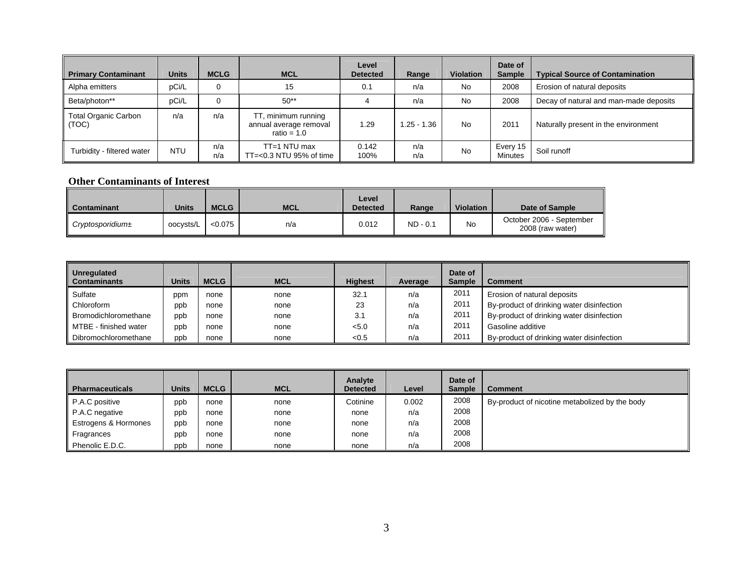| Primary Contaminant | Units | MCLG | MCL | Level Detected | Range | Violation | Date of Sample | Typical Source of Contamination |
|---|---|---|---|---|---|---|---|---|
| Alpha emitters | pCi/L | 0 | 15 | 0.1 | n/a | No | 2008 | Erosion of natural deposits |
| Beta/photon** | pCi/L | 0 | 50** | 4 | n/a | No | 2008 | Decay of natural and man-made deposits |
| Total Organic Carbon (TOC) | n/a | n/a | TT, minimum running annual average removal ratio = 1.0 | 1.29 | 1.25 - 1.36 | No | 2011 | Naturally present in the environment |
| Turbidity - filtered water | NTU | n/a<br>n/a | TT=1 NTU max<br>TT=<0.3 NTU 95% of time | 0.142<br>100% | n/a<br>n/a | No | Every 15 Minutes | Soil runoff |

### Other Contaminants of Interest

| Contaminant | Units | MCLG | MCL | Level Detected | Range | Violation | Date of Sample |
|---|---|---|---|---|---|---|---|
| *Cryptosporidium±* | oocysts/L | <0.075 | n/a | 0.012 | ND - 0.1 | No | October 2006 - September 2008 (raw water) |

| Unregulated Contaminants | Units | MCLG | MCL | Highest | Average | Date of Sample | Comment |
|---|---|---|---|---|---|---|---|
| Sulfate | ppm | none | none | 32.1 | n/a | 2011 | Erosion of natural deposits |
| Chloroform | ppb | none | none | 23 | n/a | 2011 | By-product of drinking water disinfection |
| Bromodichloromethane | ppb | none | none | 3.1 | n/a | 2011 | By-product of drinking water disinfection |
| MTBE - finished water | ppb | none | none | <5.0 | n/a | 2011 | Gasoline additive |
| Dibromochloromethane | ppb | none | none | <0.5 | n/a | 2011 | By-product of drinking water disinfection |

| Pharmaceuticals | Units | MCLG | MCL | Analyte Detected | Level | Date of Sample | Comment |
|---|---|---|---|---|---|---|---|
| P.A.C positive | ppb | none | none | Cotinine | 0.002 | 2008 | By-product of nicotine metabolized by the body |
| P.A.C negative | ppb | none | none | none | n/a | 2008 | |
| Estrogens & Hormones | ppb | none | none | none | n/a | 2008 | |
| Fragrances | ppb | none | none | none | n/a | 2008 | |
| Phenolic E.D.C. | ppb | none | none | none | n/a | 2008 | |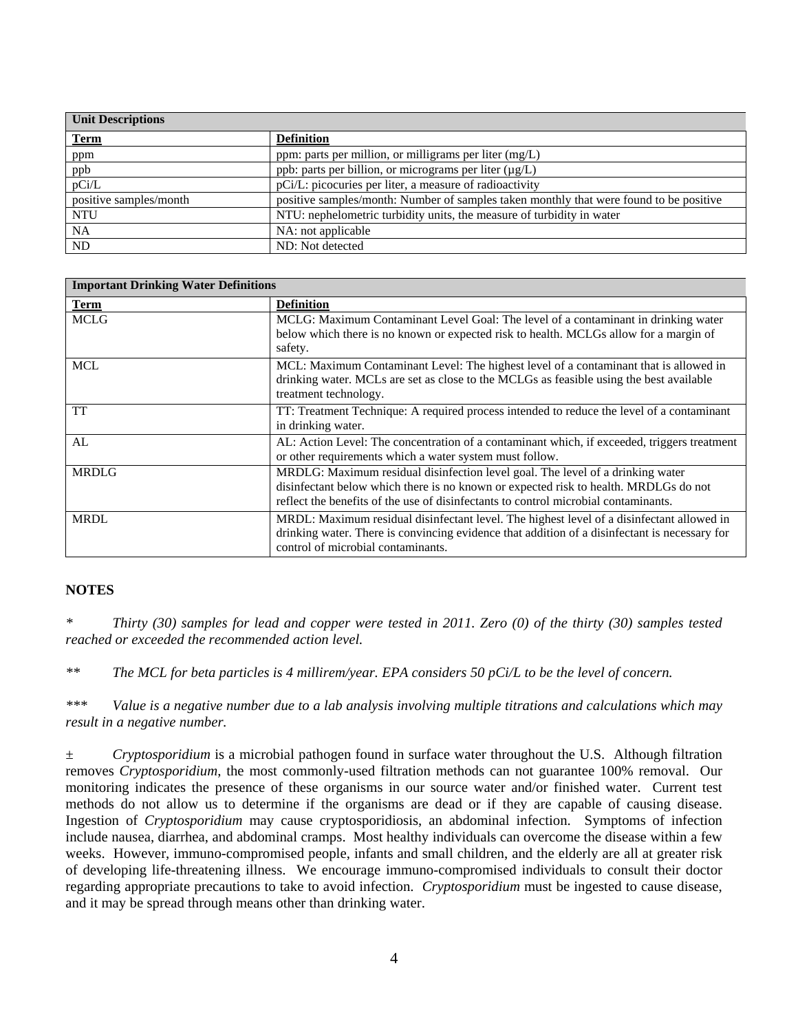| Unit Descriptions | |
|---|---|
| **Term** | **Definition** |
| ppm | ppm: parts per million, or milligrams per liter (mg/L) |
| ppb | ppb: parts per billion, or micrograms per liter (μg/L) |
| pCi/L | pCi/L: picocuries per liter, a measure of radioactivity |
| positive samples/month | positive samples/month: Number of samples taken monthly that were found to be positive |
| NTU | NTU: nephelometric turbidity units, the measure of turbidity in water |
| NA | NA: not applicable |
| ND | ND: Not detected |

| Important Drinking Water Definitions | |
|---|---|
| **Term** | **Definition** |
| MCLG | MCLG: Maximum Contaminant Level Goal: The level of a contaminant in drinking water below which there is no known or expected risk to health. MCLGs allow for a margin of safety. |
| MCL | MCL: Maximum Contaminant Level: The highest level of a contaminant that is allowed in drinking water. MCLs are set as close to the MCLGs as feasible using the best available treatment technology. |
| TT | TT: Treatment Technique: A required process intended to reduce the level of a contaminant in drinking water. |
| AL | AL: Action Level: The concentration of a contaminant which, if exceeded, triggers treatment or other requirements which a water system must follow. |
| MRDLG | MRDLG: Maximum residual disinfection level goal. The level of a drinking water disinfectant below which there is no known or expected risk to health. MRDLGs do not reflect the benefits of the use of disinfectants to control microbial contaminants. |
| MRDL | MRDL: Maximum residual disinfectant level. The highest level of a disinfectant allowed in drinking water. There is convincing evidence that addition of a disinfectant is necessary for control of microbial contaminants. |

## NOTES

*\* Thirty (30) samples for lead and copper were tested in 2011. Zero (0) of the thirty (30) samples tested reached or exceeded the recommended action level.*

*\*\* The MCL for beta particles is 4 millirem/year. EPA considers 50 pCi/L to be the level of concern.*

*\*\*\* Value is a negative number due to a lab analysis involving multiple titrations and calculations which may result in a negative number.*

± *Cryptosporidium* is a microbial pathogen found in surface water throughout the U.S. Although filtration removes *Cryptosporidium*, the most commonly-used filtration methods can not guarantee 100% removal. Our monitoring indicates the presence of these organisms in our source water and/or finished water. Current test methods do not allow us to determine if the organisms are dead or if they are capable of causing disease. Ingestion of *Cryptosporidium* may cause cryptosporidiosis, an abdominal infection. Symptoms of infection include nausea, diarrhea, and abdominal cramps. Most healthy individuals can overcome the disease within a few weeks. However, immuno-compromised people, infants and small children, and the elderly are all at greater risk of developing life-threatening illness. We encourage immuno-compromised individuals to consult their doctor regarding appropriate precautions to take to avoid infection. *Cryptosporidium* must be ingested to cause disease, and it may be spread through means other than drinking water.